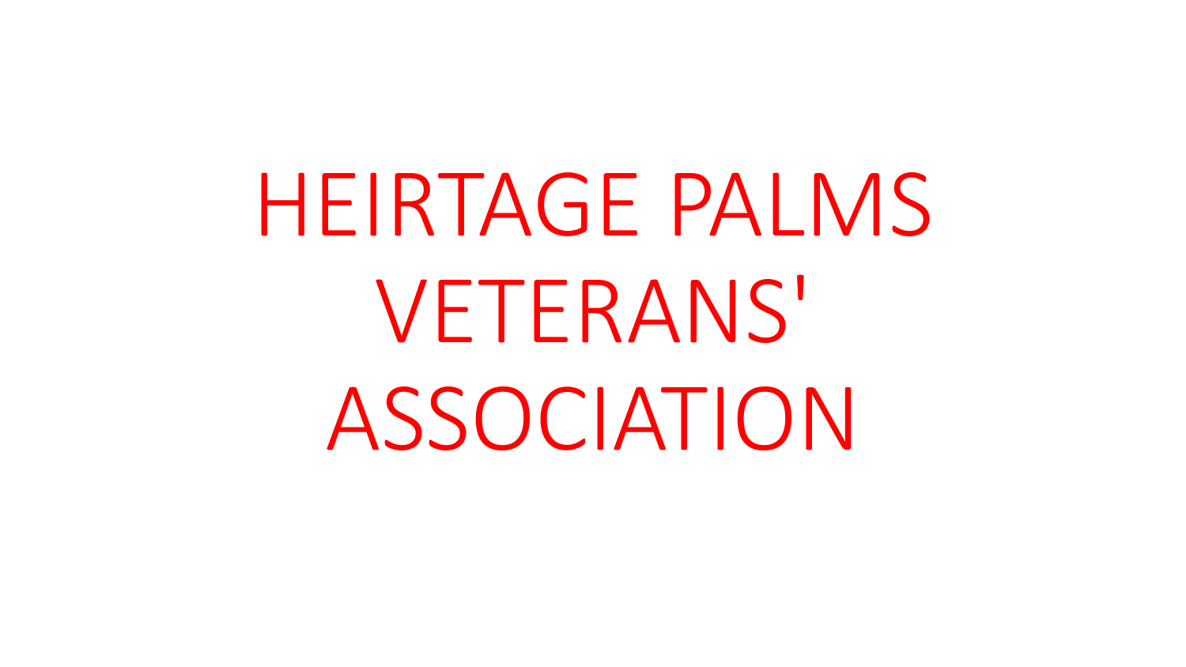# HEIRTAGE PALMS VETERANS' ASSOCIATION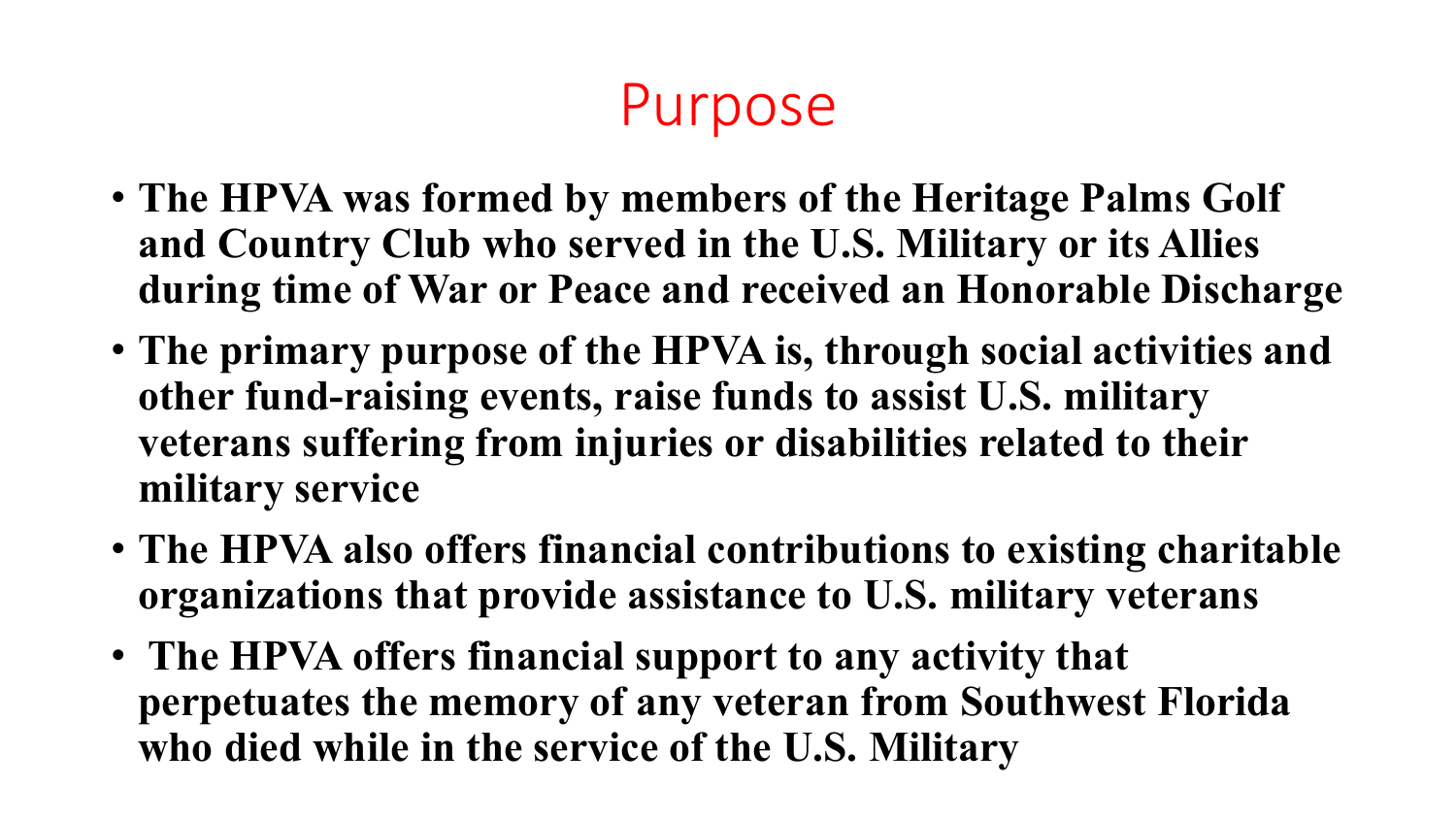# Purpose

- **The HPVA was formed by members of the Heritage Palms Golf and Country Club who served in the U.S. Military or its Allies during time of War or Peace and received an Honorable Discharge**
- **The primary purpose of the HPVA is, through social activities and other fund-raising events, raise funds to assist U.S. military veterans suffering from injuries or disabilities related to their military service**
- **The HPVA also offers financial contributions to existing charitable organizations that provide assistance to U.S. military veterans**
- **The HPVA offers financial support to any activity that perpetuates the memory of any veteran from Southwest Florida who died while in the service of the U.S. Military**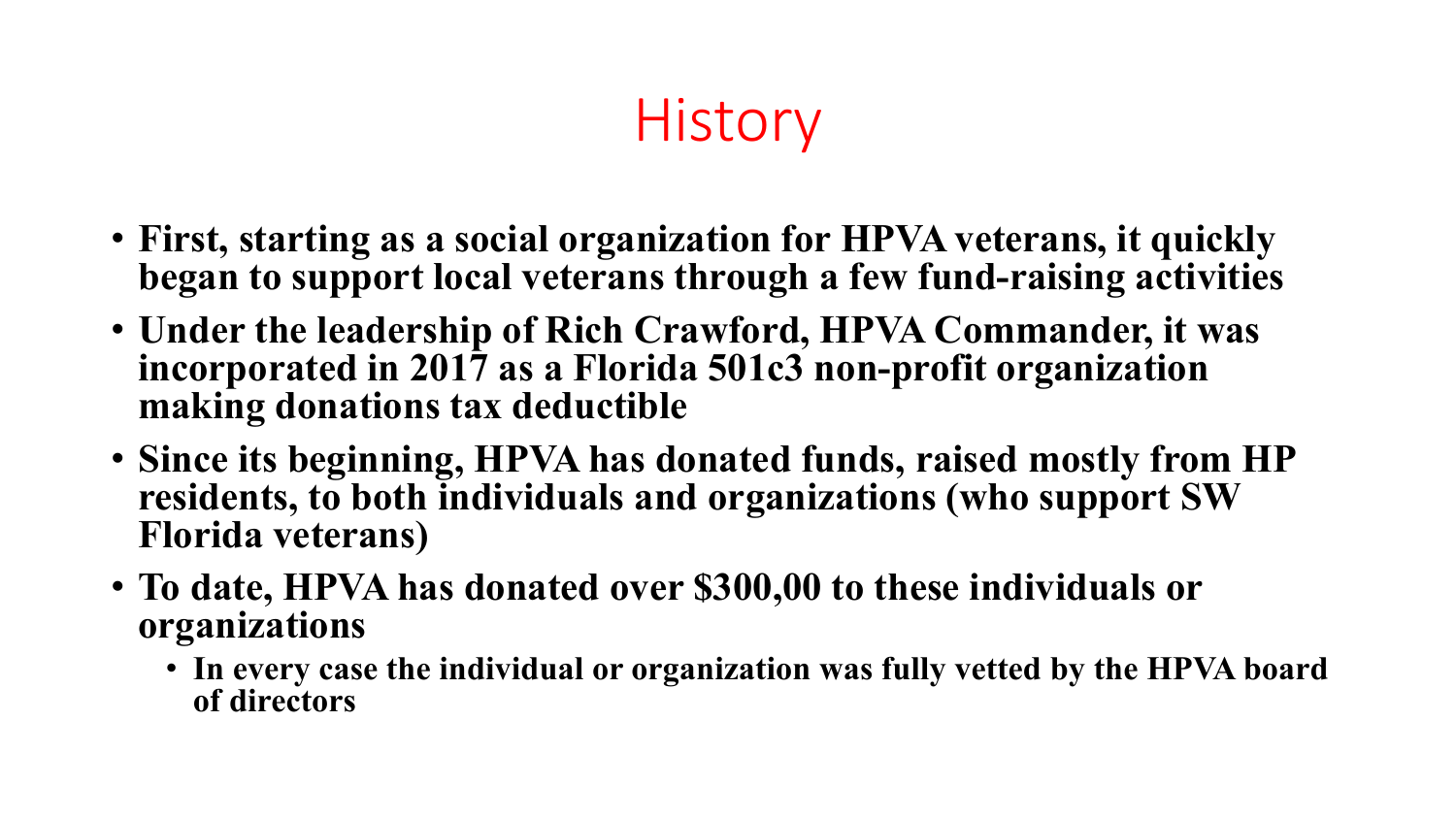# History

- **First, starting as a social organization for HPVA veterans, it quickly began to support local veterans through a few fund-raising activities**
- **Under the leadership of Rich Crawford, HPVA Commander, it was incorporated in 2017 as a Florida 501c3 non-profit organization making donations tax deductible**
- **Since its beginning, HPVA has donated funds, raised mostly from HP residents, to both individuals and organizations (who support SW Florida veterans)**
- **To date, HPVA has donated over $300,00 to these individuals or organizations**
  - **In every case the individual or organization was fully vetted by the HPVA board of directors**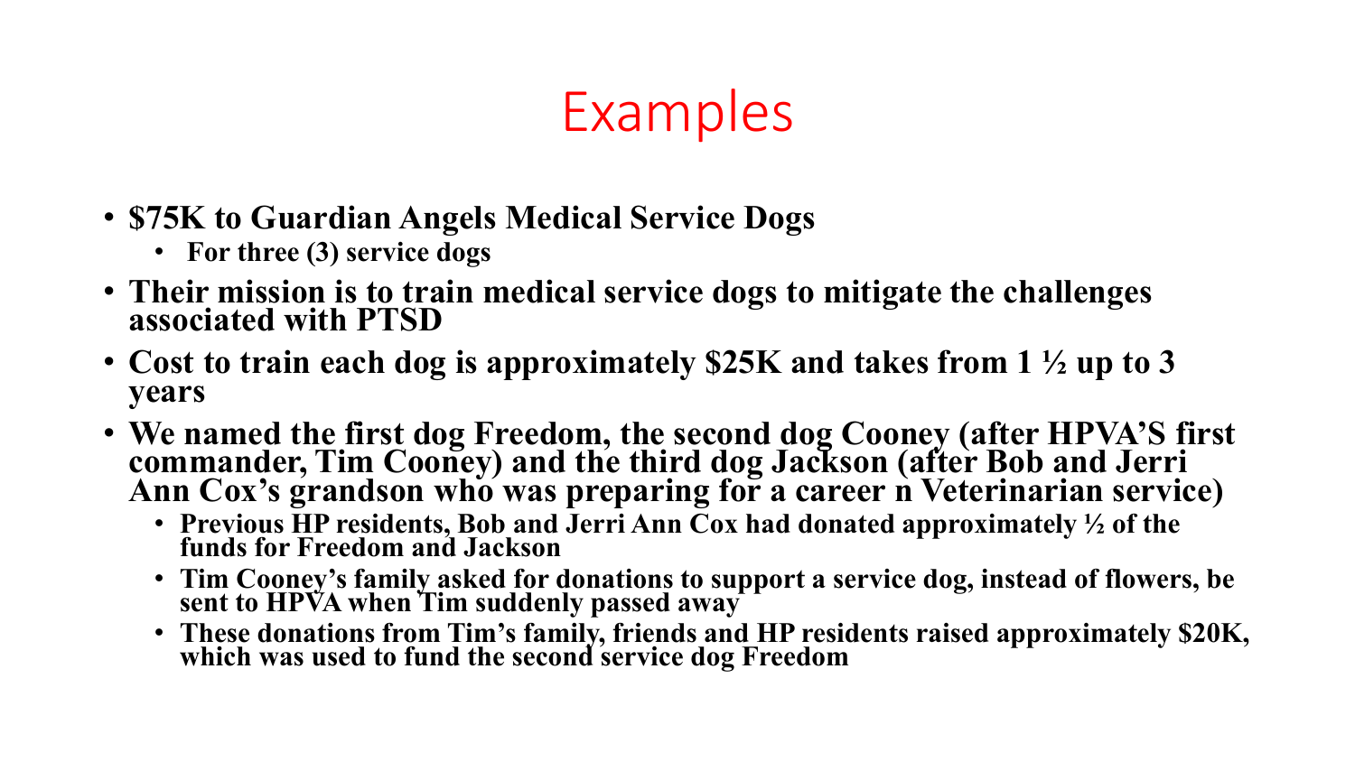# Examples

- **$75K to Guardian Angels Medical Service Dogs**
  - **For three (3) service dogs**
- **Their mission is to train medical service dogs to mitigate the challenges associated with PTSD**
- **Cost to train each dog is approximately $25K and takes from 1 ½ up to 3 years**
- **We named the first dog Freedom, the second dog Cooney (after HPVA'S first commander, Tim Cooney) and the third dog Jackson (after Bob and Jerri Ann Cox's grandson who was preparing for a career n Veterinarian service)**
  - **Previous HP residents, Bob and Jerri Ann Cox had donated approximately ½ of the funds for Freedom and Jackson**
  - **Tim Cooney's family asked for donations to support a service dog, instead of flowers, be sent to HPVA when Tim suddenly passed away**
  - **These donations from Tim's family, friends and HP residents raised approximately $20K, which was used to fund the second service dog Freedom**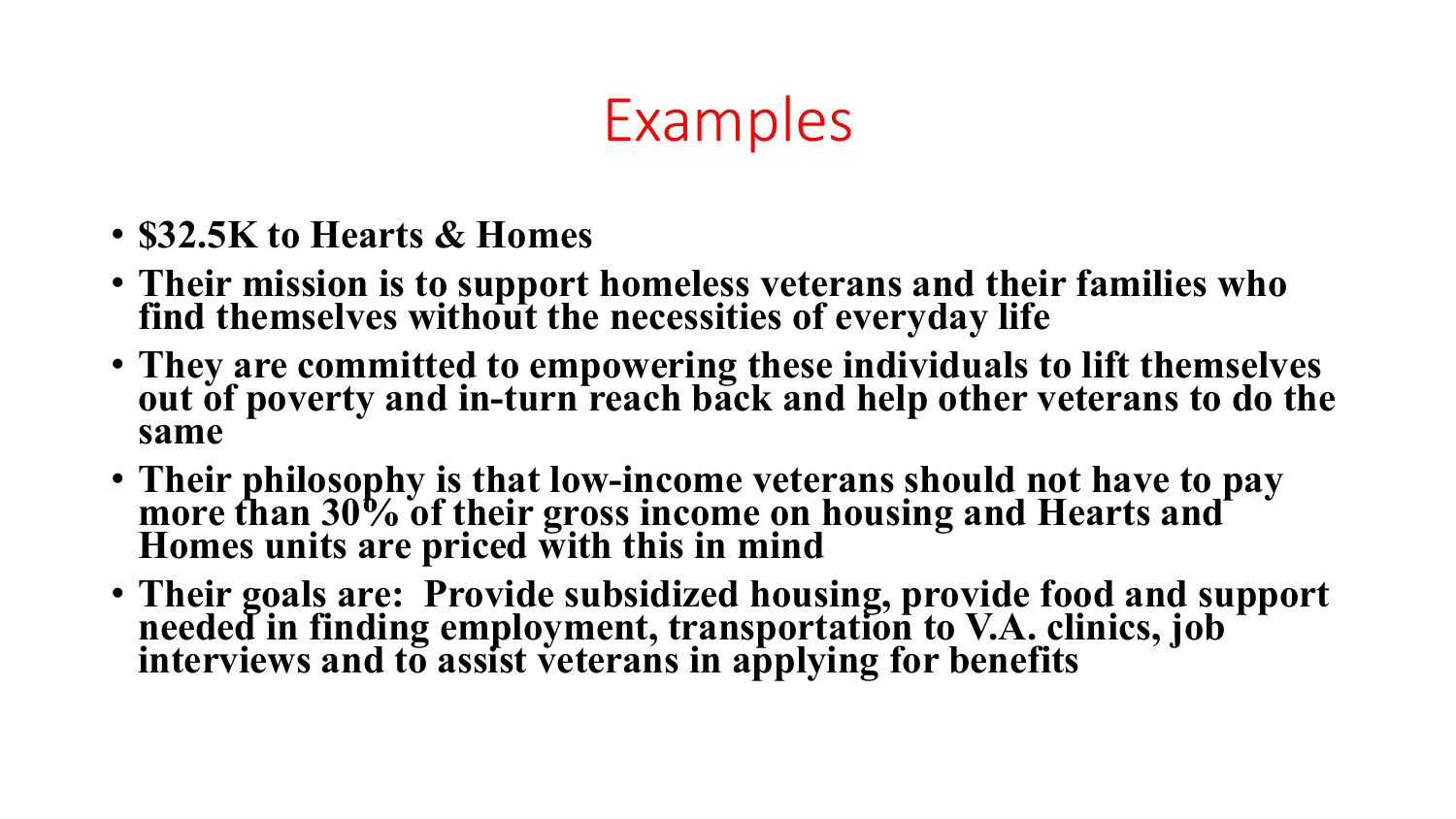# Examples

- **$32.5K to Hearts & Homes**
- **Their mission is to support homeless veterans and their families who find themselves without the necessities of everyday life**
- **They are committed to empowering these individuals to lift themselves out of poverty and in-turn reach back and help other veterans to do the same**
- **Their philosophy is that low-income veterans should not have to pay more than 30% of their gross income on housing and Hearts and Homes units are priced with this in mind**
- **Their goals are: Provide subsidized housing, provide food and support needed in finding employment, transportation to V.A. clinics, job interviews and to assist veterans in applying for benefits**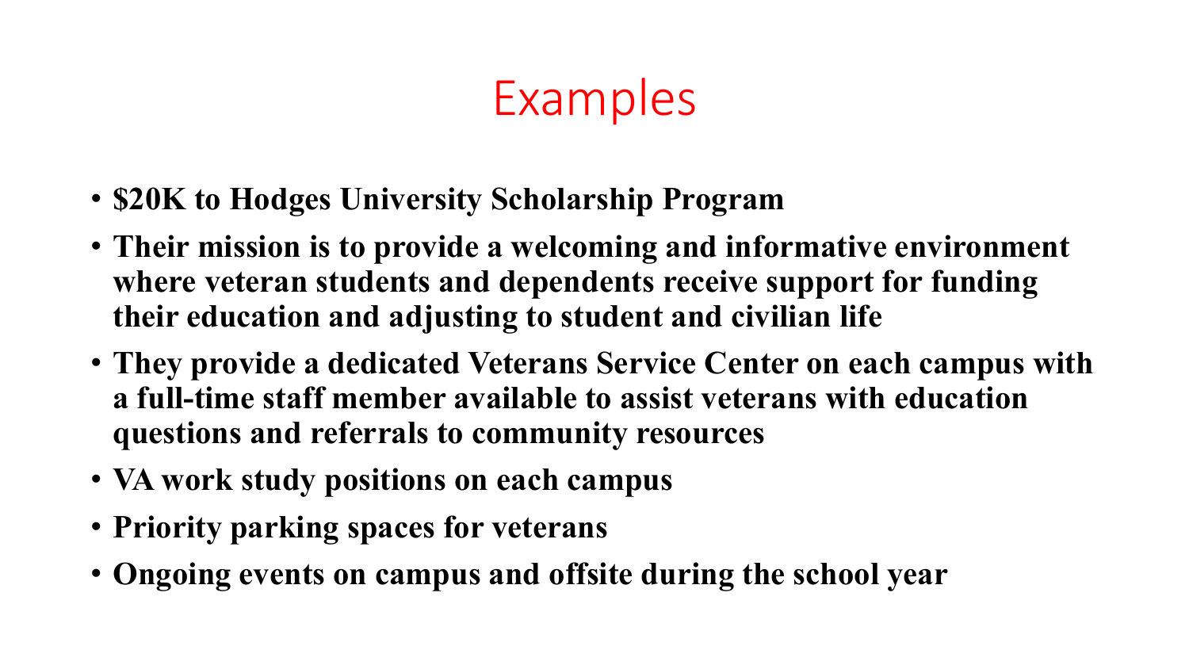# Examples

- **$20K to Hodges University Scholarship Program**
- **Their mission is to provide a welcoming and informative environment where veteran students and dependents receive support for funding their education and adjusting to student and civilian life**
- **They provide a dedicated Veterans Service Center on each campus with a full-time staff member available to assist veterans with education questions and referrals to community resources**
- **VA work study positions on each campus**
- **Priority parking spaces for veterans**
- **Ongoing events on campus and offsite during the school year**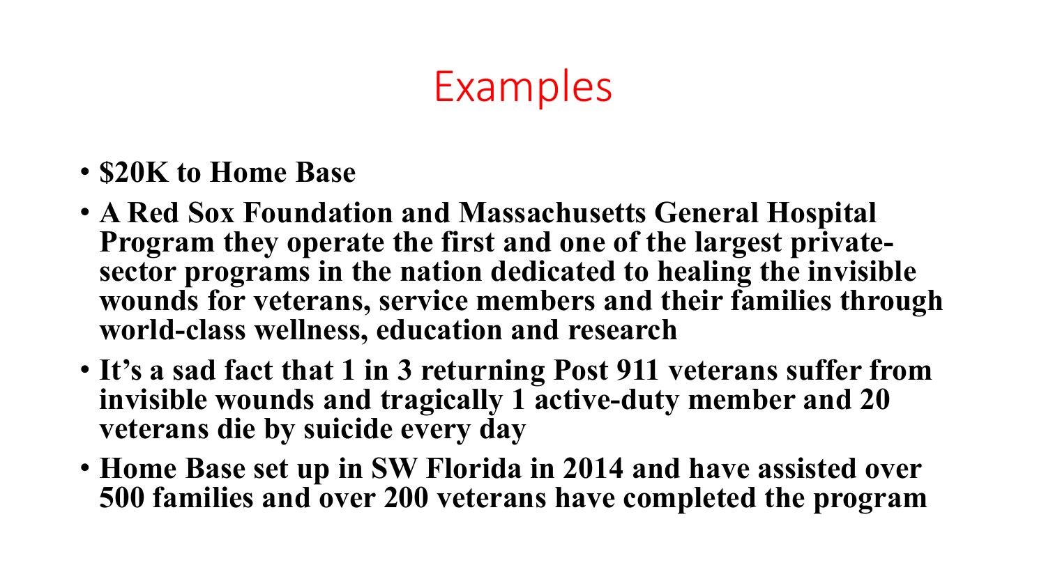# Examples

- **$20K to Home Base**
- **A Red Sox Foundation and Massachusetts General Hospital Program they operate the first and one of the largest private-sector programs in the nation dedicated to healing the invisible wounds for veterans, service members and their families through world-class wellness, education and research**
- **It's a sad fact that 1 in 3 returning Post 911 veterans suffer from invisible wounds and tragically 1 active-duty member and 20 veterans die by suicide every day**
- **Home Base set up in SW Florida in 2014 and have assisted over 500 families and over 200 veterans have completed the program**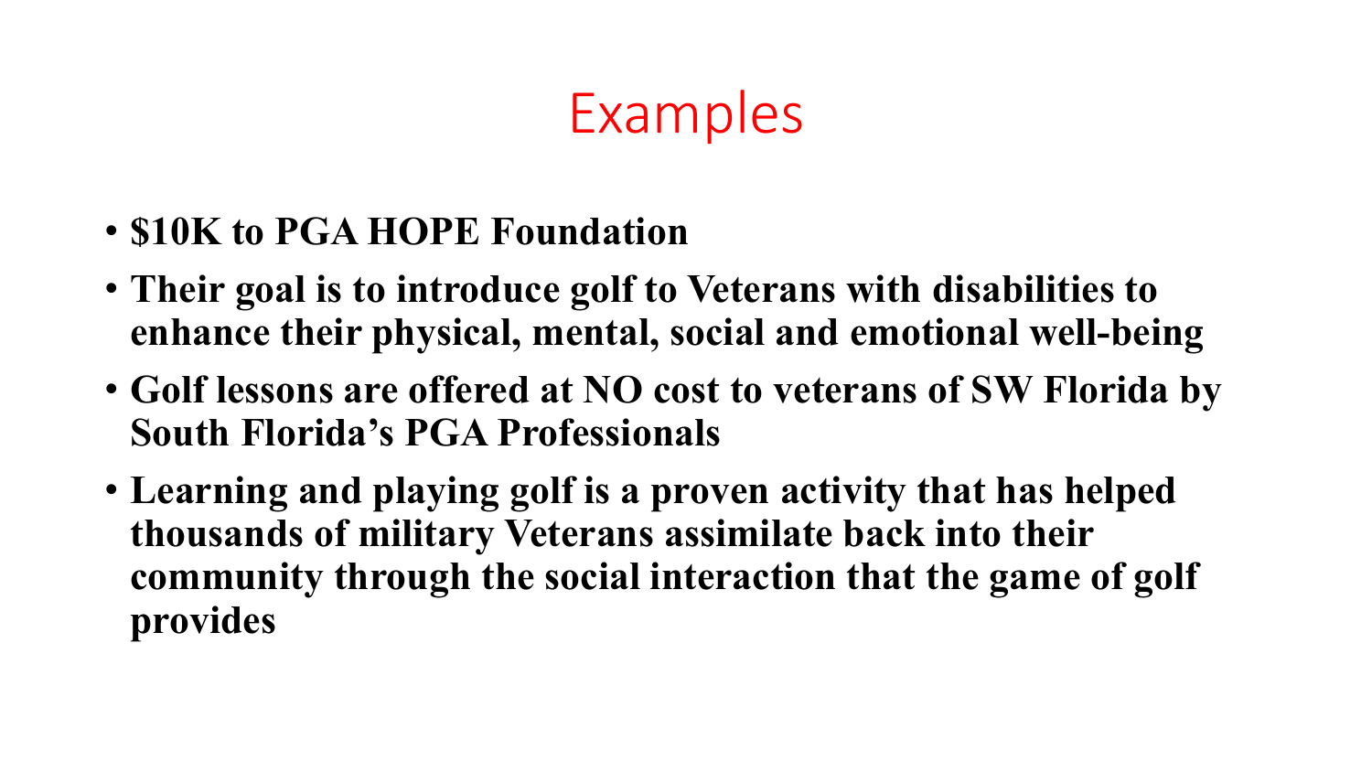# Examples

- **$10K to PGA HOPE Foundation**
- **Their goal is to introduce golf to Veterans with disabilities to enhance their physical, mental, social and emotional well-being**
- **Golf lessons are offered at NO cost to veterans of SW Florida by South Florida's PGA Professionals**
- **Learning and playing golf is a proven activity that has helped thousands of military Veterans assimilate back into their community through the social interaction that the game of golf provides**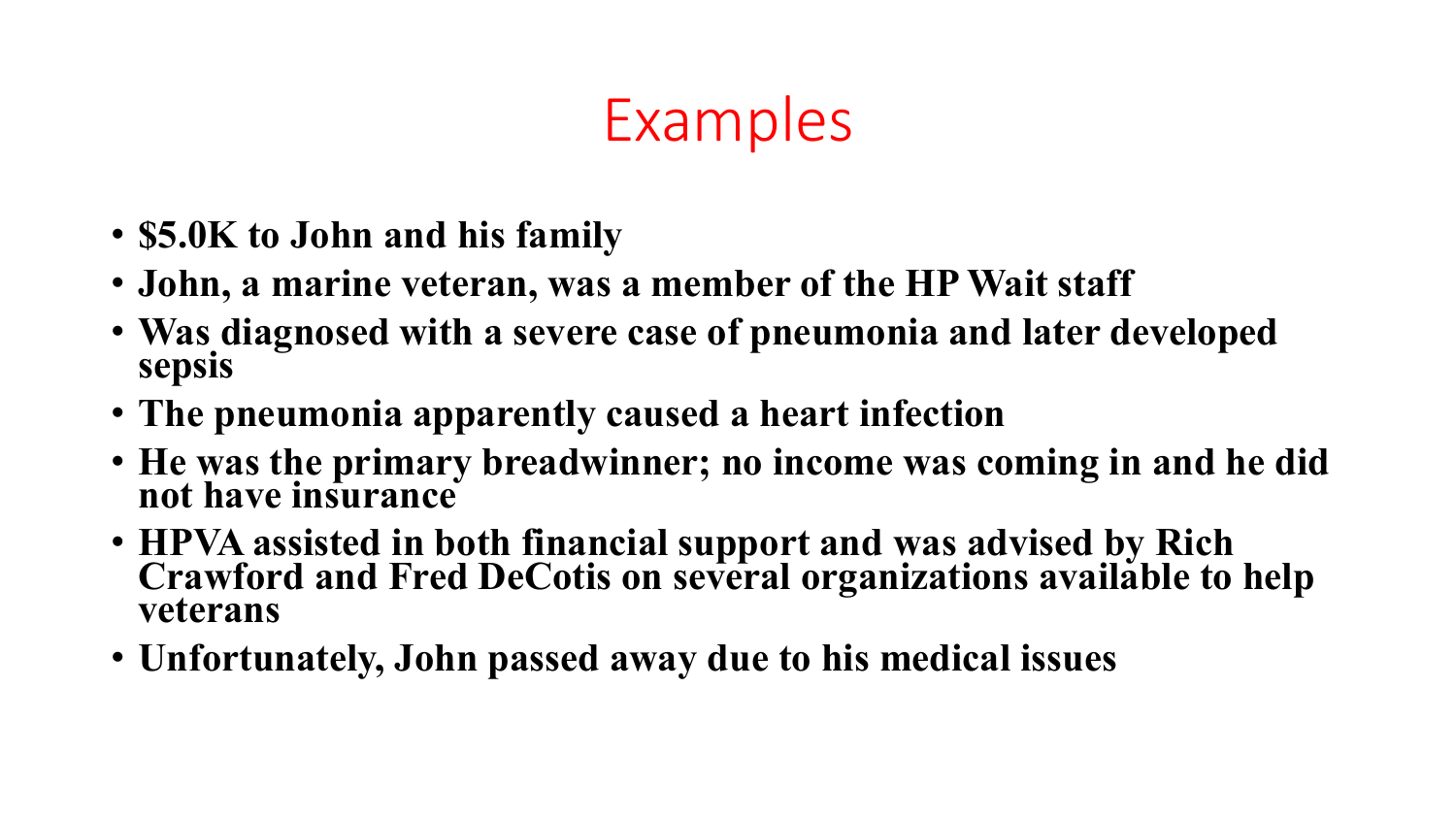# Examples

- **$5.0K to John and his family**
- **John, a marine veteran, was a member of the HP Wait staff**
- **Was diagnosed with a severe case of pneumonia and later developed sepsis**
- **The pneumonia apparently caused a heart infection**
- **He was the primary breadwinner; no income was coming in and he did not have insurance**
- **HPVA assisted in both financial support and was advised by Rich Crawford and Fred DeCotis on several organizations available to help veterans**
- **Unfortunately, John passed away due to his medical issues**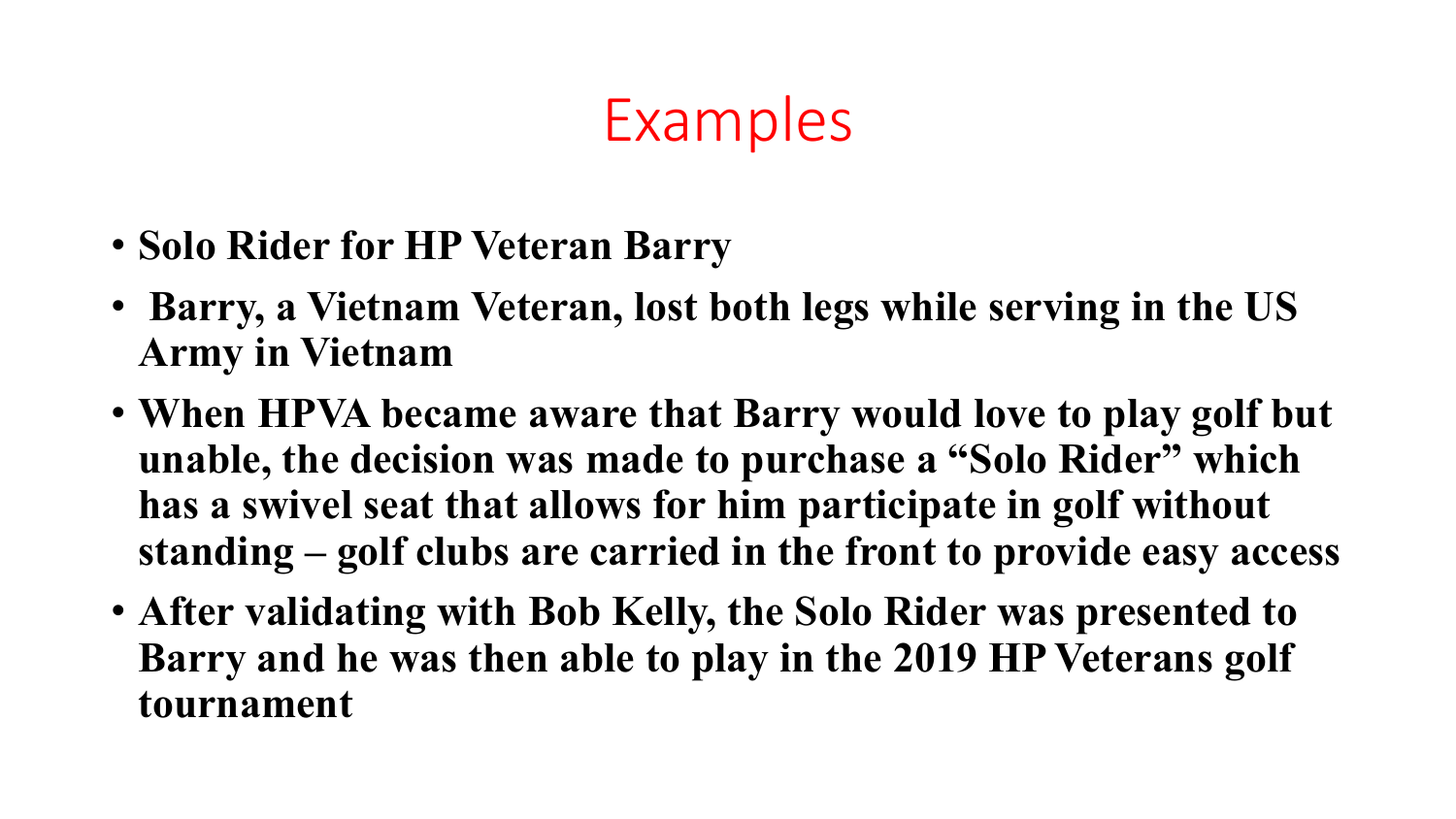# Examples

- **Solo Rider for HP Veteran Barry**
- **Barry, a Vietnam Veteran, lost both legs while serving in the US Army in Vietnam**
- **When HPVA became aware that Barry would love to play golf but unable, the decision was made to purchase a "Solo Rider" which has a swivel seat that allows for him participate in golf without standing – golf clubs are carried in the front to provide easy access**
- **After validating with Bob Kelly, the Solo Rider was presented to Barry and he was then able to play in the 2019 HP Veterans golf tournament**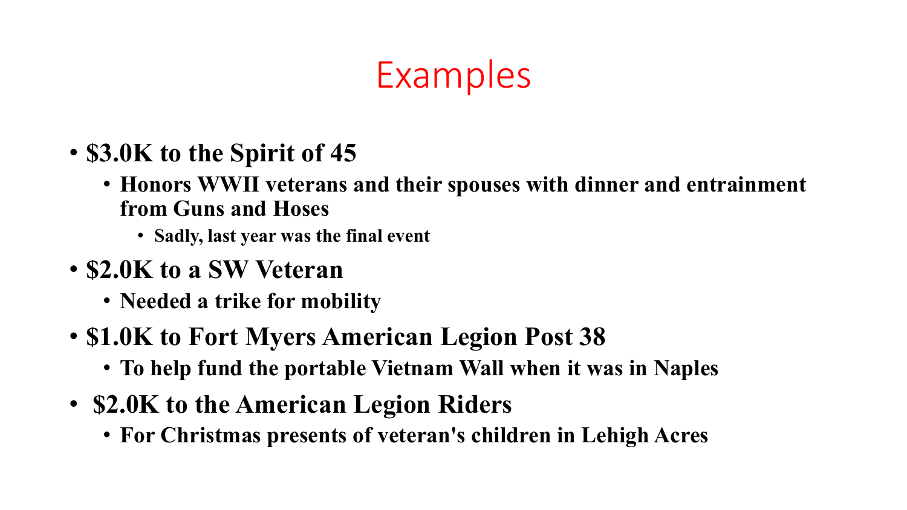# Examples

- **$3.0K to the Spirit of 45**
  - **Honors WWII veterans and their spouses with dinner and entrainment from Guns and Hoses**
    - **Sadly, last year was the final event**
- **$2.0K to a SW Veteran**
  - **Needed a trike for mobility**
- **$1.0K to Fort Myers American Legion Post 38**
  - **To help fund the portable Vietnam Wall when it was in Naples**
- **$2.0K to the American Legion Riders**
  - **For Christmas presents of veteran's children in Lehigh Acres**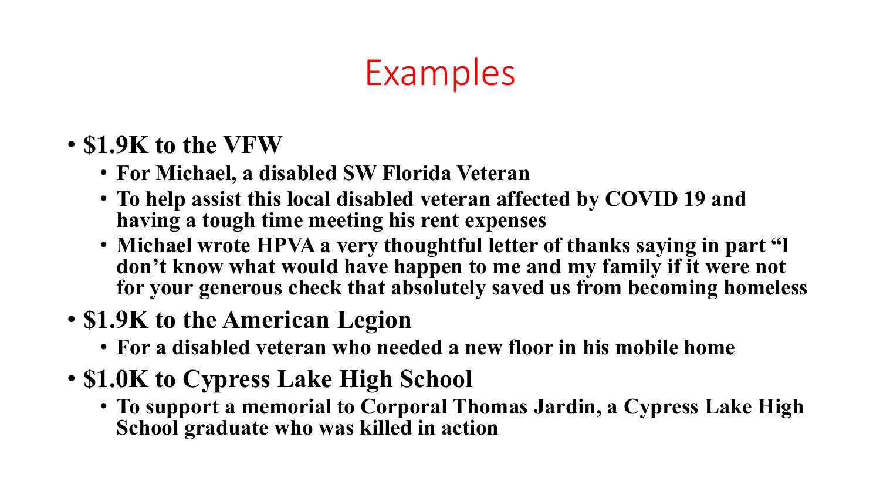# Examples

- **$1.9K to the VFW**
  - **For Michael, a disabled SW Florida Veteran**
  - **To help assist this local disabled veteran affected by COVID 19 and having a tough time meeting his rent expenses**
  - **Michael wrote HPVA a very thoughtful letter of thanks saying in part "I don't know what would have happen to me and my family if it were not for your generous check that absolutely saved us from becoming homeless**
- **$1.9K to the American Legion**
  - **For a disabled veteran who needed a new floor in his mobile home**
- **$1.0K to Cypress Lake High School**
  - **To support a memorial to Corporal Thomas Jardin, a Cypress Lake High School graduate who was killed in action**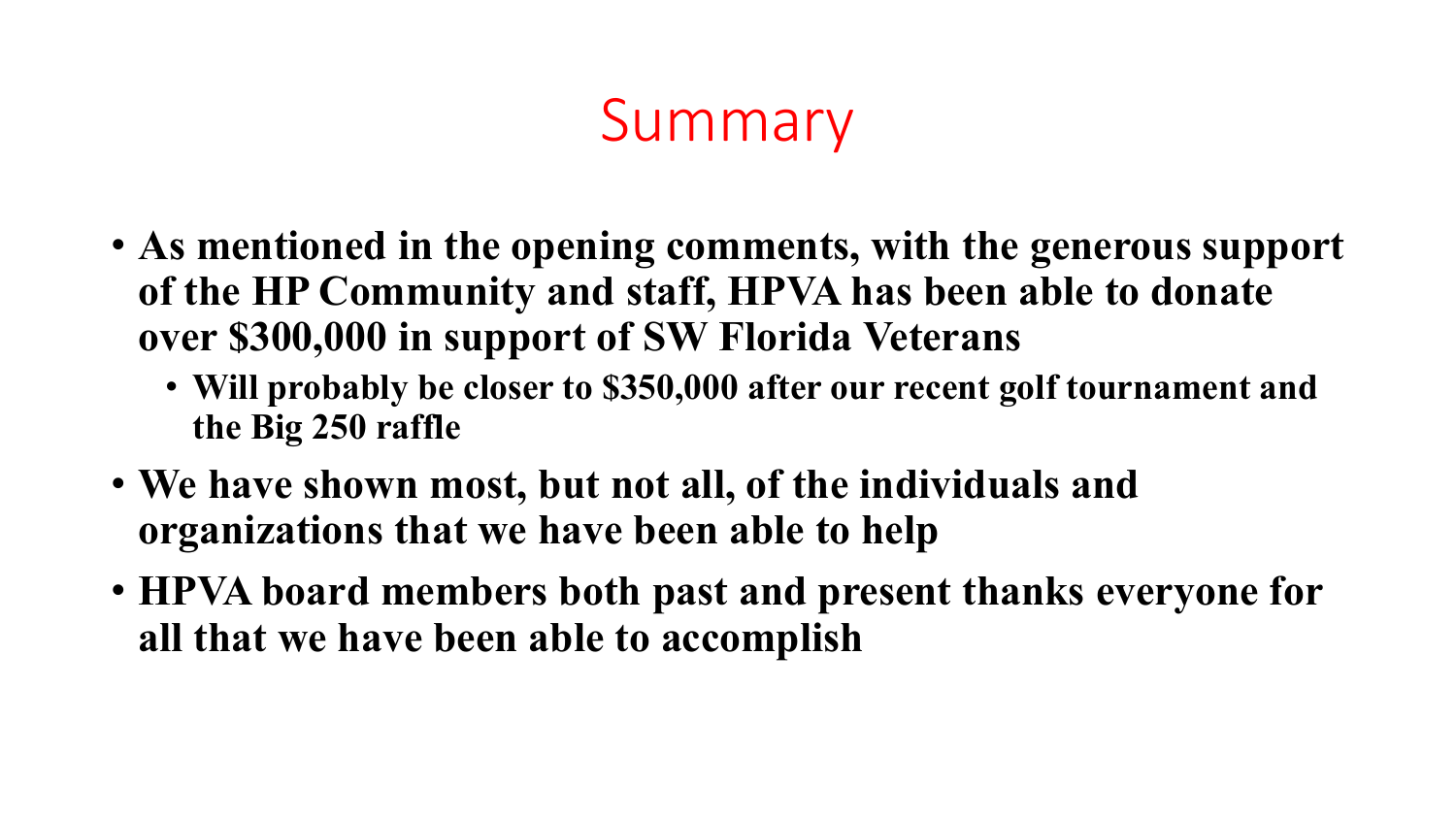# Summary

- **As mentioned in the opening comments, with the generous support of the HP Community and staff, HPVA has been able to donate over $300,000 in support of SW Florida Veterans**
  - **Will probably be closer to $350,000 after our recent golf tournament and the Big 250 raffle**
- **We have shown most, but not all, of the individuals and organizations that we have been able to help**
- **HPVA board members both past and present thanks everyone for all that we have been able to accomplish**